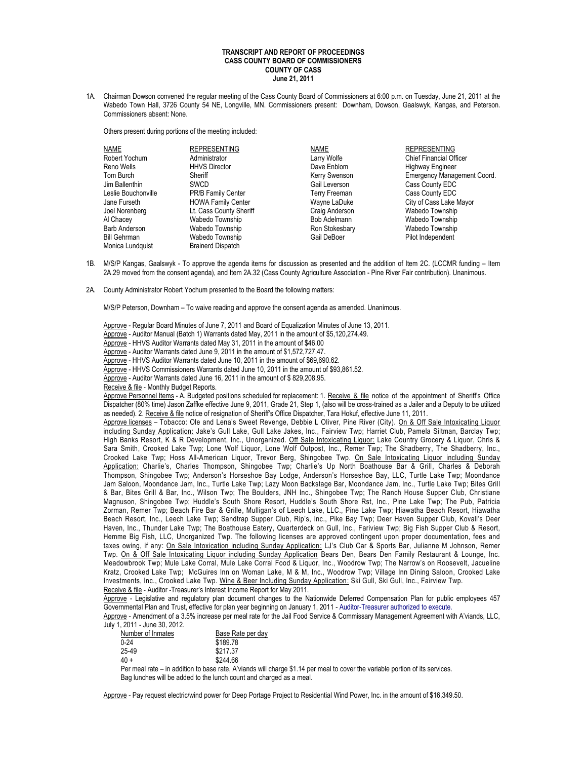**TRANSCRIPT AND REPORT OF PROCEEDINGS**
**CASS COUNTY BOARD OF COMMISSIONERS**
**COUNTY OF CASS**
**June 21, 2011**

1A. Chairman Dowson convened the regular meeting of the Cass County Board of Commissioners at 6:00 p.m. on Tuesday, June 21, 2011 at the Wabedo Town Hall, 3726 County 54 NE, Longville, MN. Commissioners present: Downham, Dowson, Gaalswyk, Kangas, and Peterson. Commissioners absent: None.

Others present during portions of the meeting included:

| NAME | REPRESENTING | NAME | REPRESENTING |
|---|---|---|---|
| Robert Yochum | Administrator | Larry Wolfe | Chief Financial Officer |
| Reno Wells | HHVS Director | Dave Enblom | Highway Engineer |
| Tom Burch | Sheriff | Kerry Swenson | Emergency Management Coord. |
| Jim Ballenthin | SWCD | Gail Leverson | Cass County EDC |
| Leslie Bouchonville | PR/B Family Center | Terry Freeman | Cass County EDC |
| Jane Furseth | HOWA Family Center | Wayne LaDuke | City of Cass Lake Mayor |
| Joel Norenberg | Lt. Cass County Sheriff | Craig Anderson | Wabedo Township |
| Al Chacey | Wabedo Township | Bob Adelmann | Wabedo Township |
| Barb Anderson | Wabedo Township | Ron Stokesbary | Wabedo Township |
| Bill Gehrman | Wabedo Township | Gail DeBoer | Pilot Independent |
| Monica Lundquist | Brainerd Dispatch | | |

1B. M/S/P Kangas, Gaalswyk - To approve the agenda items for discussion as presented and the addition of Item 2C. (LCCMR funding – Item 2A.29 moved from the consent agenda), and Item 2A.32 (Cass County Agriculture Association - Pine River Fair contribution). Unanimous.

2A. County Administrator Robert Yochum presented to the Board the following matters:

M/S/P Peterson, Downham – To waive reading and approve the consent agenda as amended. Unanimous.

Approve - Regular Board Minutes of June 7, 2011 and Board of Equalization Minutes of June 13, 2011.
Approve - Auditor Manual (Batch 1) Warrants dated May, 2011 in the amount of $5,120,274.49.
Approve - HHVS Auditor Warrants dated May 31, 2011 in the amount of $46.00
Approve - Auditor Warrants dated June 9, 2011 in the amount of $1,572,727.47.
Approve - HHVS Auditor Warrants dated June 10, 2011 in the amount of $69,690.62.
Approve - HHVS Commissioners Warrants dated June 10, 2011 in the amount of $93,861.52.
Approve - Auditor Warrants dated June 16, 2011 in the amount of $ 829,208.95.
Receive & file - Monthly Budget Reports.
Approve Personnel Items - A. Budgeted positions scheduled for replacement: 1. Receive & file notice of the appointment of Sheriff's Office Dispatcher (80% time) Jason Zaffke effective June 9, 2011, Grade 21, Step 1, (also will be cross-trained as a Jailer and a Deputy to be utilized as needed). 2. Receive & file notice of resignation of Sheriff's Office Dispatcher, Tara Hokuf, effective June 11, 2011.
Approve licenses – Tobacco: Ole and Lena's Sweet Revenge, Debbie L Oliver, Pine River (City). On & Off Sale Intoxicating Liquor including Sunday Application: Jake's Gull Lake, Gull Lake Jakes, Inc., Fairview Twp; Harriet Club, Pamela Siltman, Barclay Twp; High Banks Resort, K & R Development, Inc., Unorganized. Off Sale Intoxicating Liquor: Lake Country Grocery & Liquor, Chris & Sara Smith, Crooked Lake Twp; Lone Wolf Liquor, Lone Wolf Outpost, Inc., Remer Twp; The Shadberry, The Shadberry, Inc., Crooked Lake Twp; Hoss All-American Liquor, Trevor Berg, Shingobee Twp. On Sale Intoxicating Liquor including Sunday Application: Charlie's, Charles Thompson, Shingobee Twp; Charlie's Up North Boathouse Bar & Grill, Charles & Deborah Thompson, Shingobee Twp; Anderson's Horseshoe Bay Lodge, Anderson's Horseshoe Bay, LLC, Turtle Lake Twp; Moondance Jam Saloon, Moondance Jam, Inc., Turtle Lake Twp; Lazy Moon Backstage Bar, Moondance Jam, Inc., Turtle Lake Twp; Bites Grill & Bar, Bites Grill & Bar, Inc., Wilson Twp; The Boulders, JNH Inc., Shingobee Twp; The Ranch House Supper Club, Christiane Magnuson, Shingobee Twp; Huddle's South Shore Resort, Huddle's South Shore Rst, Inc., Pine Lake Twp; The Pub, Patricia Zorman, Remer Twp; Beach Fire Bar & Grille, Mulligan's of Leech Lake, LLC., Pine Lake Twp; Hiawatha Beach Resort, Hiawatha Beach Resort, Inc., Leech Lake Twp; Sandtrap Supper Club, Rip's, Inc., Pike Bay Twp; Deer Haven Supper Club, Kovall's Deer Haven, Inc., Thunder Lake Twp; The Boathouse Eatery, Quarterdeck on Gull, Inc., Fariview Twp; Big Fish Supper Club & Resort, Hemme Big Fish, LLC, Unorganized Twp. The following licenses are approved contingent upon proper documentation, fees and taxes owing, if any: On Sale Intoxication including Sunday Application: LJ's Club Car & Sports Bar, Julianne M Johnson, Remer Twp. On & Off Sale Intoxicating Liquor including Sunday Application Bears Den, Bears Den Family Restaurant & Lounge, Inc. Meadowbrook Twp; Mule Lake Corral, Mule Lake Corral Food & Liquor, Inc., Woodrow Twp; The Narrow's on Roosevelt, Jacueline Kratz, Crooked Lake Twp; McGuires Inn on Woman Lake, M & M, Inc., Woodrow Twp; Village Inn Dining Saloon, Crooked Lake Investments, Inc., Crooked Lake Twp. Wine & Beer Including Sunday Application: Ski Gull, Ski Gull, Inc., Fairview Twp.
Receive & file - Auditor -Treasurer's Interest Income Report for May 2011.
Approve - Legislative and regulatory plan document changes to the Nationwide Deferred Compensation Plan for public employees 457 Governmental Plan and Trust, effective for plan year beginning on January 1, 2011 - Auditor-Treasurer authorized to execute.
Approve - Amendment of a 3.5% increase per meal rate for the Jail Food Service & Commissary Management Agreement with A'viands, LLC, July 1, 2011 - June 30, 2012.

| Number of Inmates | Base Rate per day |
|---|---|
| 0-24 | $189.78 |
| 25-49 | $217.37 |
| 40 + | $244.66 |

Per meal rate – in addition to base rate, A'viands will charge $1.14 per meal to cover the variable portion of its services.
Bag lunches will be added to the lunch count and charged as a meal.

Approve - Pay request electric/wind power for Deep Portage Project to Residential Wind Power, Inc. in the amount of $16,349.50.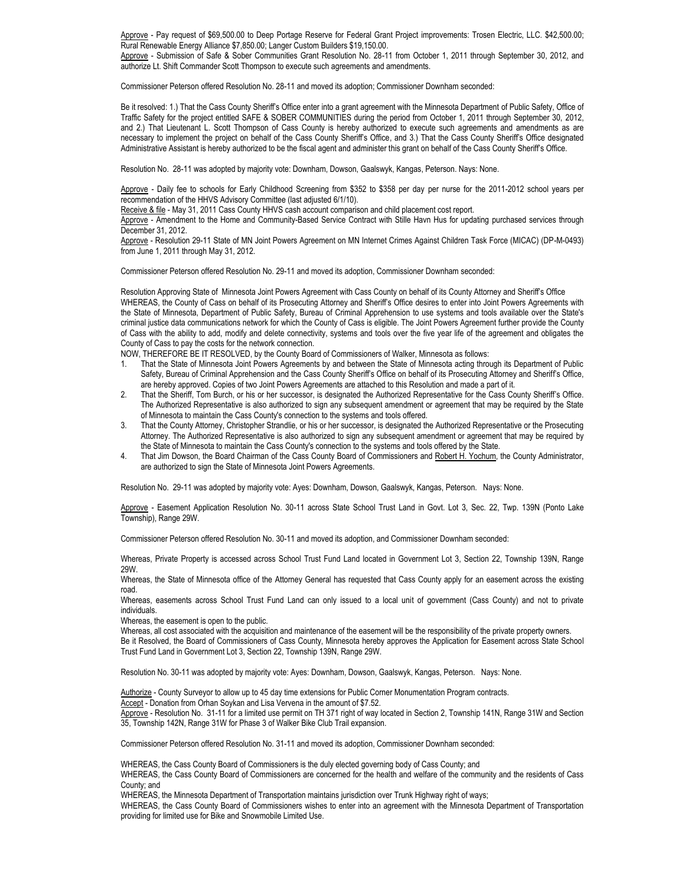Approve - Pay request of $69,500.00 to Deep Portage Reserve for Federal Grant Project improvements: Trosen Electric, LLC. $42,500.00; Rural Renewable Energy Alliance $7,850.00; Langer Custom Builders $19,150.00.

Approve - Submission of Safe & Sober Communities Grant Resolution No. 28-11 from October 1, 2011 through September 30, 2012, and authorize Lt. Shift Commander Scott Thompson to execute such agreements and amendments.

Commissioner Peterson offered Resolution No. 28-11 and moved its adoption; Commissioner Downham seconded:

Be it resolved: 1.) That the Cass County Sheriff's Office enter into a grant agreement with the Minnesota Department of Public Safety, Office of Traffic Safety for the project entitled SAFE & SOBER COMMUNITIES during the period from October 1, 2011 through September 30, 2012, and 2.) That Lieutenant L. Scott Thompson of Cass County is hereby authorized to execute such agreements and amendments as are necessary to implement the project on behalf of the Cass County Sheriff's Office, and 3.) That the Cass County Sheriff's Office designated Administrative Assistant is hereby authorized to be the fiscal agent and administer this grant on behalf of the Cass County Sheriff's Office.

Resolution No. 28-11 was adopted by majority vote: Downham, Dowson, Gaalswyk, Kangas, Peterson. Nays: None.

Approve - Daily fee to schools for Early Childhood Screening from $352 to $358 per day per nurse for the 2011-2012 school years per recommendation of the HHVS Advisory Committee (last adjusted 6/1/10).

Receive & file - May 31, 2011 Cass County HHVS cash account comparison and child placement cost report.

Approve - Amendment to the Home and Community-Based Service Contract with Stille Havn Hus for updating purchased services through December 31, 2012.

Approve - Resolution 29-11 State of MN Joint Powers Agreement on MN Internet Crimes Against Children Task Force (MICAC) (DP-M-0493) from June 1, 2011 through May 31, 2012.

Commissioner Peterson offered Resolution No. 29-11 and moved its adoption, Commissioner Downham seconded:

Resolution Approving State of Minnesota Joint Powers Agreement with Cass County on behalf of its County Attorney and Sheriff's Office

WHEREAS, the County of Cass on behalf of its Prosecuting Attorney and Sheriff's Office desires to enter into Joint Powers Agreements with the State of Minnesota, Department of Public Safety, Bureau of Criminal Apprehension to use systems and tools available over the State's criminal justice data communications network for which the County of Cass is eligible. The Joint Powers Agreement further provide the County of Cass with the ability to add, modify and delete connectivity, systems and tools over the five year life of the agreement and obligates the County of Cass to pay the costs for the network connection.

NOW, THEREFORE BE IT RESOLVED, by the County Board of Commissioners of Walker, Minnesota as follows:

1. That the State of Minnesota Joint Powers Agreements by and between the State of Minnesota acting through its Department of Public Safety, Bureau of Criminal Apprehension and the Cass County Sheriff's Office on behalf of its Prosecuting Attorney and Sheriff's Office, are hereby approved. Copies of two Joint Powers Agreements are attached to this Resolution and made a part of it.
2. That the Sheriff, Tom Burch, or his or her successor, is designated the Authorized Representative for the Cass County Sheriff's Office. The Authorized Representative is also authorized to sign any subsequent amendment or agreement that may be required by the State of Minnesota to maintain the Cass County's connection to the systems and tools offered.
3. That the County Attorney, Christopher Strandlie, or his or her successor, is designated the Authorized Representative or the Prosecuting Attorney. The Authorized Representative is also authorized to sign any subsequent amendment or agreement that may be required by the State of Minnesota to maintain the Cass County's connection to the systems and tools offered by the State.
4. That Jim Dowson, the Board Chairman of the Cass County Board of Commissioners and Robert H. Yochum, the County Administrator, are authorized to sign the State of Minnesota Joint Powers Agreements.

Resolution No. 29-11 was adopted by majority vote: Ayes: Downham, Dowson, Gaalswyk, Kangas, Peterson. Nays: None.

Approve - Easement Application Resolution No. 30-11 across State School Trust Land in Govt. Lot 3, Sec. 22, Twp. 139N (Ponto Lake Township), Range 29W.

Commissioner Peterson offered Resolution No. 30-11 and moved its adoption, and Commissioner Downham seconded:

Whereas, Private Property is accessed across School Trust Fund Land located in Government Lot 3, Section 22, Township 139N, Range 29W.

Whereas, the State of Minnesota office of the Attorney General has requested that Cass County apply for an easement across the existing road.

Whereas, easements across School Trust Fund Land can only issued to a local unit of government (Cass County) and not to private individuals.

Whereas, the easement is open to the public.

Whereas, all cost associated with the acquisition and maintenance of the easement will be the responsibility of the private property owners.

Be it Resolved, the Board of Commissioners of Cass County, Minnesota hereby approves the Application for Easement across State School Trust Fund Land in Government Lot 3, Section 22, Township 139N, Range 29W.

Resolution No. 30-11 was adopted by majority vote: Ayes: Downham, Dowson, Gaalswyk, Kangas, Peterson. Nays: None.

Authorize - County Surveyor to allow up to 45 day time extensions for Public Corner Monumentation Program contracts.

Accept - Donation from Orhan Soykan and Lisa Vervena in the amount of $7.52.

Approve - Resolution No. 31-11 for a limited use permit on TH 371 right of way located in Section 2, Township 141N, Range 31W and Section 35, Township 142N, Range 31W for Phase 3 of Walker Bike Club Trail expansion.

Commissioner Peterson offered Resolution No. 31-11 and moved its adoption, Commissioner Downham seconded:

WHEREAS, the Cass County Board of Commissioners is the duly elected governing body of Cass County; and

WHEREAS, the Cass County Board of Commissioners are concerned for the health and welfare of the community and the residents of Cass County; and

WHEREAS, the Minnesota Department of Transportation maintains jurisdiction over Trunk Highway right of ways;

WHEREAS, the Cass County Board of Commissioners wishes to enter into an agreement with the Minnesota Department of Transportation providing for limited use for Bike and Snowmobile Limited Use.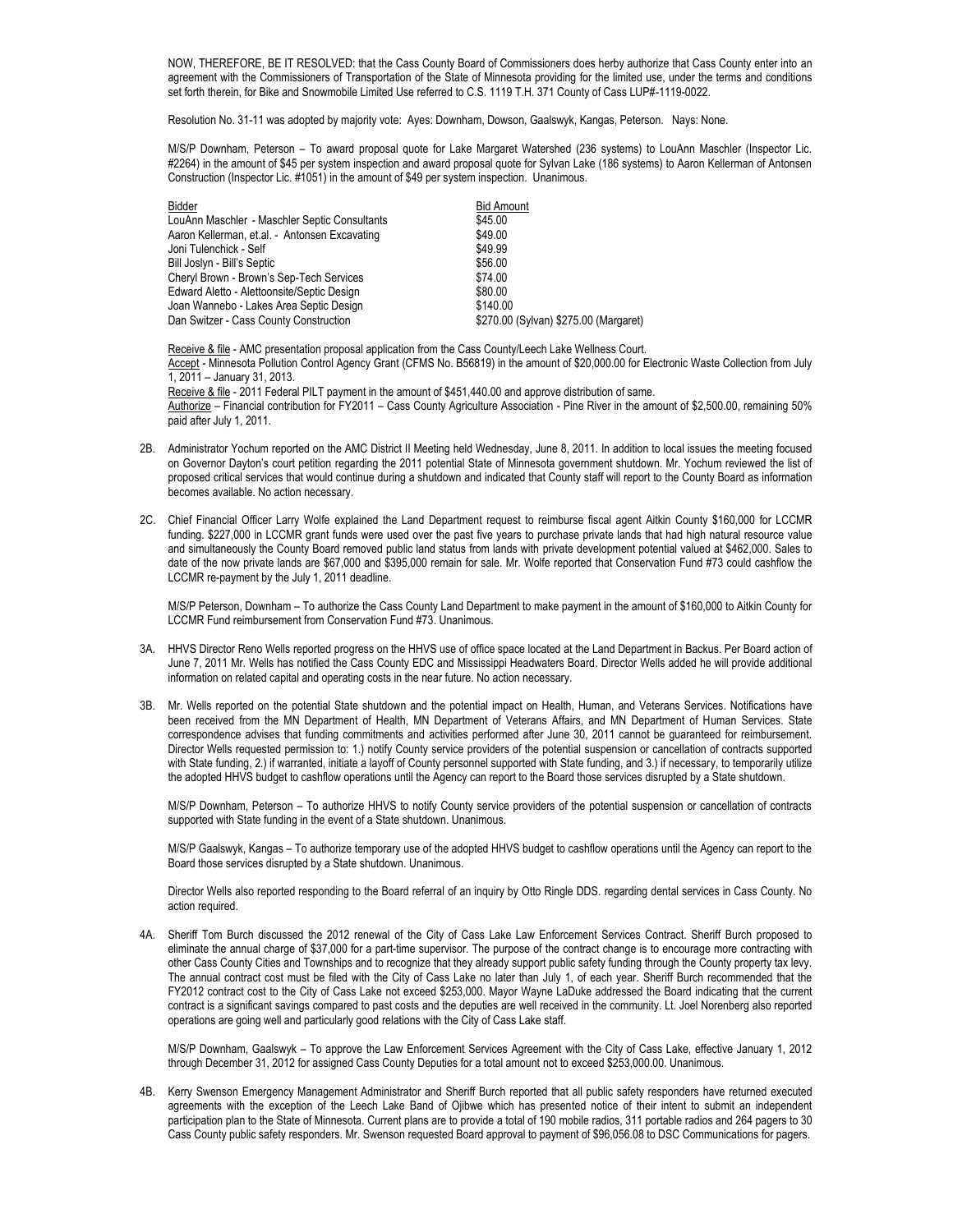NOW, THEREFORE, BE IT RESOLVED: that the Cass County Board of Commissioners does herby authorize that Cass County enter into an agreement with the Commissioners of Transportation of the State of Minnesota providing for the limited use, under the terms and conditions set forth therein, for Bike and Snowmobile Limited Use referred to C.S. 1119 T.H. 371 County of Cass LUP#-1119-0022.

Resolution No. 31-11 was adopted by majority vote: Ayes: Downham, Dowson, Gaalswyk, Kangas, Peterson. Nays: None.

M/S/P Downham, Peterson – To award proposal quote for Lake Margaret Watershed (236 systems) to LouAnn Maschler (Inspector Lic. #2264) in the amount of $45 per system inspection and award proposal quote for Sylvan Lake (186 systems) to Aaron Kellerman of Antonsen Construction (Inspector Lic. #1051) in the amount of $49 per system inspection. Unanimous.

| Bidder | Bid Amount |
|---|---|
| LouAnn Maschler - Maschler Septic Consultants | $45.00 |
| Aaron Kellerman, et.al. - Antonsen Excavating | $49.00 |
| Joni Tulenchick - Self | $49.99 |
| Bill Joslyn - Bill's Septic | $56.00 |
| Cheryl Brown - Brown's Sep-Tech Services | $74.00 |
| Edward Aletto - Alettoonsite/Septic Design | $80.00 |
| Joan Wannebo - Lakes Area Septic Design | $140.00 |
| Dan Switzer - Cass County Construction | $270.00 (Sylvan) $275.00 (Margaret) |

Receive & file - AMC presentation proposal application from the Cass County/Leech Lake Wellness Court.
Accept - Minnesota Pollution Control Agency Grant (CFMS No. B56819) in the amount of $20,000.00 for Electronic Waste Collection from July 1, 2011 – January 31, 2013.
Receive & file - 2011 Federal PILT payment in the amount of $451,440.00 and approve distribution of same.
Authorize – Financial contribution for FY2011 – Cass County Agriculture Association - Pine River in the amount of $2,500.00, remaining 50% paid after July 1, 2011.

2B. Administrator Yochum reported on the AMC District II Meeting held Wednesday, June 8, 2011. In addition to local issues the meeting focused on Governor Dayton's court petition regarding the 2011 potential State of Minnesota government shutdown. Mr. Yochum reviewed the list of proposed critical services that would continue during a shutdown and indicated that County staff will report to the County Board as information becomes available. No action necessary.

2C. Chief Financial Officer Larry Wolfe explained the Land Department request to reimburse fiscal agent Aitkin County $160,000 for LCCMR funding. $227,000 in LCCMR grant funds were used over the past five years to purchase private lands that had high natural resource value and simultaneously the County Board removed public land status from lands with private development potential valued at $462,000. Sales to date of the now private lands are $67,000 and $395,000 remain for sale. Mr. Wolfe reported that Conservation Fund #73 could cashflow the LCCMR re-payment by the July 1, 2011 deadline.

M/S/P Peterson, Downham – To authorize the Cass County Land Department to make payment in the amount of $160,000 to Aitkin County for LCCMR Fund reimbursement from Conservation Fund #73. Unanimous.

3A. HHVS Director Reno Wells reported progress on the HHVS use of office space located at the Land Department in Backus. Per Board action of June 7, 2011 Mr. Wells has notified the Cass County EDC and Mississippi Headwaters Board. Director Wells added he will provide additional information on related capital and operating costs in the near future. No action necessary.

3B. Mr. Wells reported on the potential State shutdown and the potential impact on Health, Human, and Veterans Services. Notifications have been received from the MN Department of Health, MN Department of Veterans Affairs, and MN Department of Human Services. State correspondence advises that funding commitments and activities performed after June 30, 2011 cannot be guaranteed for reimbursement. Director Wells requested permission to: 1.) notify County service providers of the potential suspension or cancellation of contracts supported with State funding, 2.) if warranted, initiate a layoff of County personnel supported with State funding, and 3.) if necessary, to temporarily utilize the adopted HHVS budget to cashflow operations until the Agency can report to the Board those services disrupted by a State shutdown.

M/S/P Downham, Peterson – To authorize HHVS to notify County service providers of the potential suspension or cancellation of contracts supported with State funding in the event of a State shutdown. Unanimous.

M/S/P Gaalswyk, Kangas – To authorize temporary use of the adopted HHVS budget to cashflow operations until the Agency can report to the Board those services disrupted by a State shutdown. Unanimous.

Director Wells also reported responding to the Board referral of an inquiry by Otto Ringle DDS. regarding dental services in Cass County. No action required.

4A. Sheriff Tom Burch discussed the 2012 renewal of the City of Cass Lake Law Enforcement Services Contract. Sheriff Burch proposed to eliminate the annual charge of $37,000 for a part-time supervisor. The purpose of the contract change is to encourage more contracting with other Cass County Cities and Townships and to recognize that they already support public safety funding through the County property tax levy. The annual contract cost must be filed with the City of Cass Lake no later than July 1, of each year. Sheriff Burch recommended that the FY2012 contract cost to the City of Cass Lake not exceed $253,000. Mayor Wayne LaDuke addressed the Board indicating that the current contract is a significant savings compared to past costs and the deputies are well received in the community. Lt. Joel Norenberg also reported operations are going well and particularly good relations with the City of Cass Lake staff.

M/S/P Downham, Gaalswyk – To approve the Law Enforcement Services Agreement with the City of Cass Lake, effective January 1, 2012 through December 31, 2012 for assigned Cass County Deputies for a total amount not to exceed $253,000.00. Unanimous.

4B. Kerry Swenson Emergency Management Administrator and Sheriff Burch reported that all public safety responders have returned executed agreements with the exception of the Leech Lake Band of Ojibwe which has presented notice of their intent to submit an independent participation plan to the State of Minnesota. Current plans are to provide a total of 190 mobile radios, 311 portable radios and 264 pagers to 30 Cass County public safety responders. Mr. Swenson requested Board approval to payment of $96,056.08 to DSC Communications for pagers.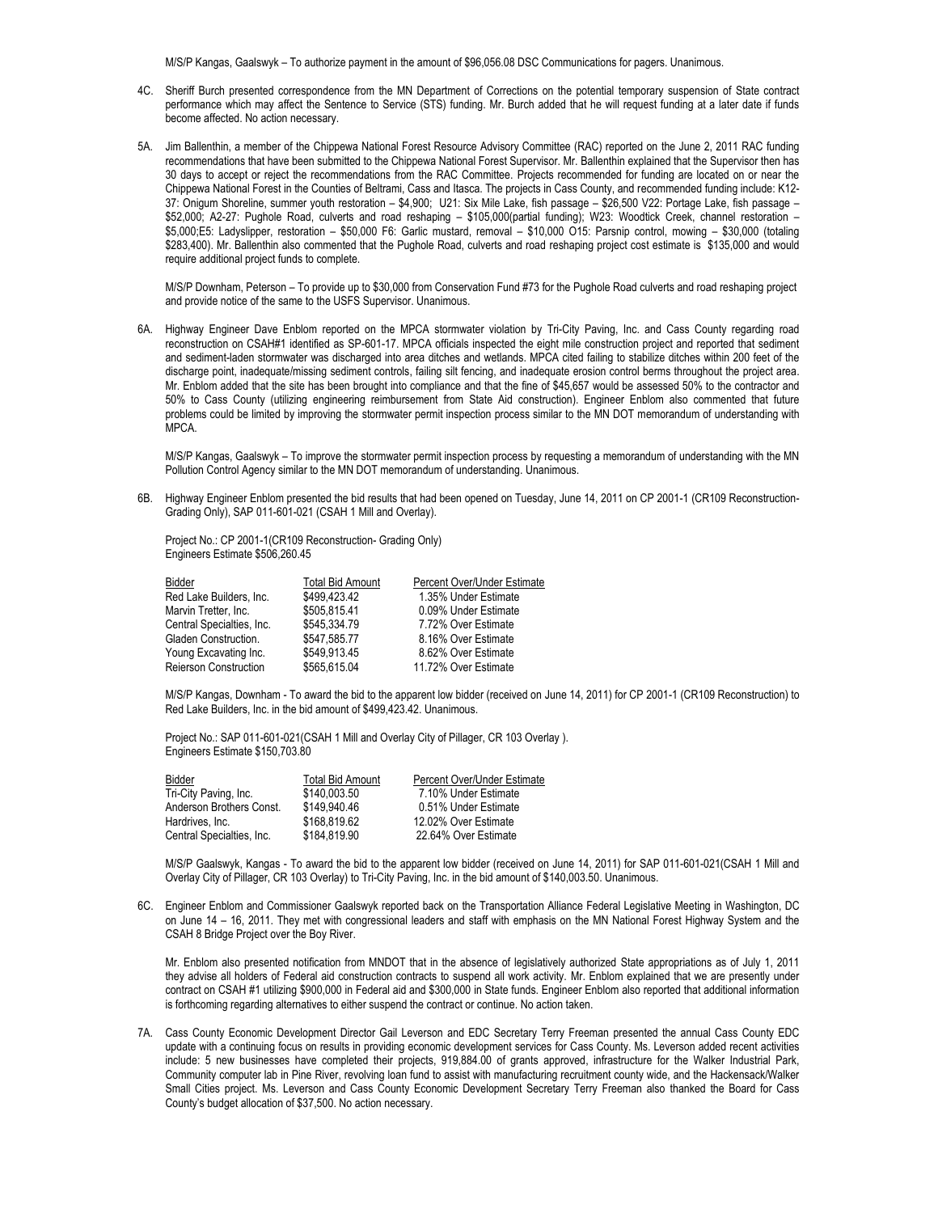M/S/P Kangas, Gaalswyk – To authorize payment in the amount of $96,056.08 DSC Communications for pagers. Unanimous.

4C. Sheriff Burch presented correspondence from the MN Department of Corrections on the potential temporary suspension of State contract performance which may affect the Sentence to Service (STS) funding. Mr. Burch added that he will request funding at a later date if funds become affected. No action necessary.

5A. Jim Ballenthin, a member of the Chippewa National Forest Resource Advisory Committee (RAC) reported on the June 2, 2011 RAC funding recommendations that have been submitted to the Chippewa National Forest Supervisor. Mr. Ballenthin explained that the Supervisor then has 30 days to accept or reject the recommendations from the RAC Committee. Projects recommended for funding are located on or near the Chippewa National Forest in the Counties of Beltrami, Cass and Itasca. The projects in Cass County, and recommended funding include: K12-37: Onigum Shoreline, summer youth restoration – $4,900; U21: Six Mile Lake, fish passage – $26,500 V22: Portage Lake, fish passage – $52,000; A2-27: Pughole Road, culverts and road reshaping – $105,000(partial funding); W23: Woodtick Creek, channel restoration – $5,000;E5: Ladyslipper, restoration – $50,000 F6: Garlic mustard, removal – $10,000 O15: Parsnip control, mowing – $30,000 (totaling $283,400). Mr. Ballenthin also commented that the Pughole Road, culverts and road reshaping project cost estimate is $135,000 and would require additional project funds to complete.

M/S/P Downham, Peterson – To provide up to $30,000 from Conservation Fund #73 for the Pughole Road culverts and road reshaping project and provide notice of the same to the USFS Supervisor. Unanimous.

6A. Highway Engineer Dave Enblom reported on the MPCA stormwater violation by Tri-City Paving, Inc. and Cass County regarding road reconstruction on CSAH#1 identified as SP-601-17. MPCA officials inspected the eight mile construction project and reported that sediment and sediment-laden stormwater was discharged into area ditches and wetlands. MPCA cited failing to stabilize ditches within 200 feet of the discharge point, inadequate/missing sediment controls, failing silt fencing, and inadequate erosion control berms throughout the project area. Mr. Enblom added that the site has been brought into compliance and that the fine of $45,657 would be assessed 50% to the contractor and 50% to Cass County (utilizing engineering reimbursement from State Aid construction). Engineer Enblom also commented that future problems could be limited by improving the stormwater permit inspection process similar to the MN DOT memorandum of understanding with MPCA.

M/S/P Kangas, Gaalswyk – To improve the stormwater permit inspection process by requesting a memorandum of understanding with the MN Pollution Control Agency similar to the MN DOT memorandum of understanding. Unanimous.

6B. Highway Engineer Enblom presented the bid results that had been opened on Tuesday, June 14, 2011 on CP 2001-1 (CR109 Reconstruction-Grading Only), SAP 011-601-021 (CSAH 1 Mill and Overlay).

Project No.: CP 2001-1(CR109 Reconstruction- Grading Only)
Engineers Estimate $506,260.45

| Bidder | Total Bid Amount | Percent Over/Under Estimate |
|---|---|---|
| Red Lake Builders, Inc. | $499,423.42 | 1.35% Under Estimate |
| Marvin Tretter, Inc. | $505,815.41 | 0.09% Under Estimate |
| Central Specialties, Inc. | $545,334.79 | 7.72% Over Estimate |
| Gladen Construction. | $547,585.77 | 8.16% Over Estimate |
| Young Excavating Inc. | $549,913.45 | 8.62% Over Estimate |
| Reierson Construction | $565,615.04 | 11.72% Over Estimate |

M/S/P Kangas, Downham - To award the bid to the apparent low bidder (received on June 14, 2011) for CP 2001-1 (CR109 Reconstruction) to Red Lake Builders, Inc. in the bid amount of $499,423.42. Unanimous.

Project No.: SAP 011-601-021(CSAH 1 Mill and Overlay City of Pillager, CR 103 Overlay ).
Engineers Estimate $150,703.80

| Bidder | Total Bid Amount | Percent Over/Under Estimate |
|---|---|---|
| Tri-City Paving, Inc. | $140,003.50 | 7.10% Under Estimate |
| Anderson Brothers Const. | $149,940.46 | 0.51% Under Estimate |
| Hardrives, Inc. | $168,819.62 | 12.02% Over Estimate |
| Central Specialties, Inc. | $184,819.90 | 22.64% Over Estimate |

M/S/P Gaalswyk, Kangas - To award the bid to the apparent low bidder (received on June 14, 2011) for SAP 011-601-021(CSAH 1 Mill and Overlay City of Pillager, CR 103 Overlay) to Tri-City Paving, Inc. in the bid amount of $140,003.50. Unanimous.

6C. Engineer Enblom and Commissioner Gaalswyk reported back on the Transportation Alliance Federal Legislative Meeting in Washington, DC on June 14 – 16, 2011. They met with congressional leaders and staff with emphasis on the MN National Forest Highway System and the CSAH 8 Bridge Project over the Boy River.

Mr. Enblom also presented notification from MNDOT that in the absence of legislatively authorized State appropriations as of July 1, 2011 they advise all holders of Federal aid construction contracts to suspend all work activity. Mr. Enblom explained that we are presently under contract on CSAH #1 utilizing $900,000 in Federal aid and $300,000 in State funds. Engineer Enblom also reported that additional information is forthcoming regarding alternatives to either suspend the contract or continue. No action taken.

7A. Cass County Economic Development Director Gail Leverson and EDC Secretary Terry Freeman presented the annual Cass County EDC update with a continuing focus on results in providing economic development services for Cass County. Ms. Leverson added recent activities include: 5 new businesses have completed their projects, 919,884.00 of grants approved, infrastructure for the Walker Industrial Park, Community computer lab in Pine River, revolving loan fund to assist with manufacturing recruitment county wide, and the Hackensack/Walker Small Cities project. Ms. Leverson and Cass County Economic Development Secretary Terry Freeman also thanked the Board for Cass County's budget allocation of $37,500. No action necessary.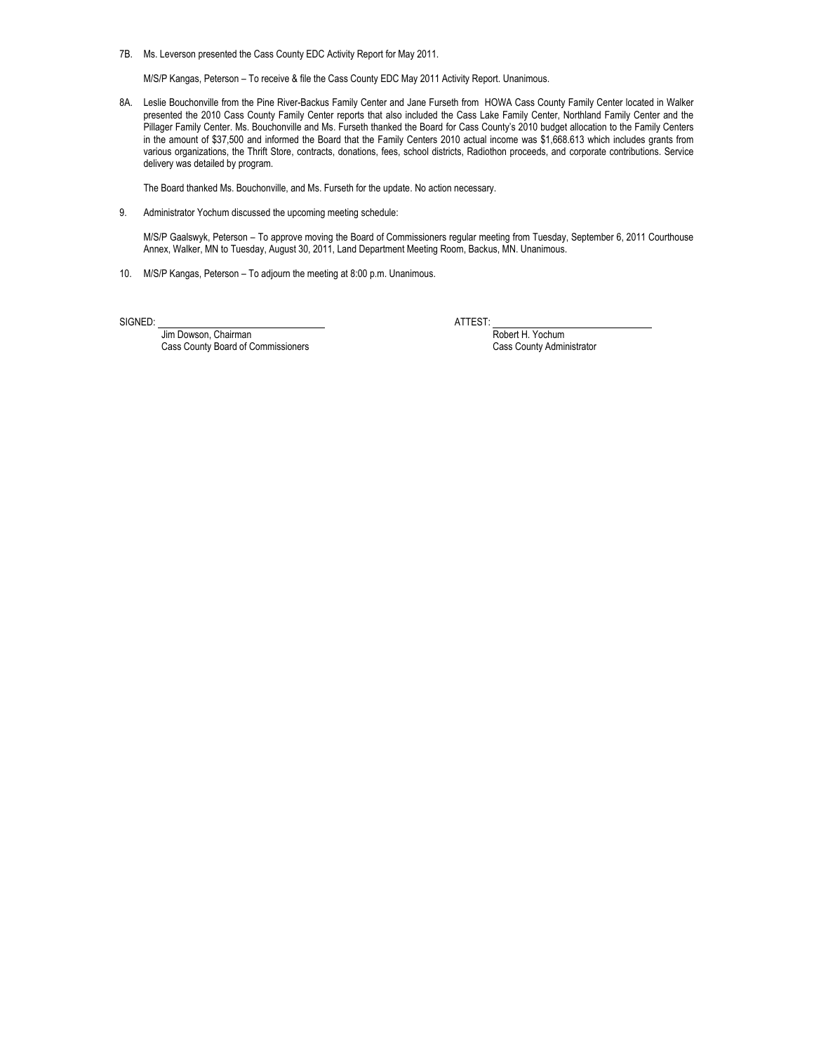7B. Ms. Leverson presented the Cass County EDC Activity Report for May 2011.

M/S/P Kangas, Peterson – To receive & file the Cass County EDC May 2011 Activity Report. Unanimous.

8A. Leslie Bouchonville from the Pine River-Backus Family Center and Jane Furseth from HOWA Cass County Family Center located in Walker presented the 2010 Cass County Family Center reports that also included the Cass Lake Family Center, Northland Family Center and the Pillager Family Center. Ms. Bouchonville and Ms. Furseth thanked the Board for Cass County's 2010 budget allocation to the Family Centers in the amount of $37,500 and informed the Board that the Family Centers 2010 actual income was $1,668.613 which includes grants from various organizations, the Thrift Store, contracts, donations, fees, school districts, Radiothon proceeds, and corporate contributions. Service delivery was detailed by program.

The Board thanked Ms. Bouchonville, and Ms. Furseth for the update. No action necessary.

9. Administrator Yochum discussed the upcoming meeting schedule:

M/S/P Gaalswyk, Peterson – To approve moving the Board of Commissioners regular meeting from Tuesday, September 6, 2011 Courthouse Annex, Walker, MN to Tuesday, August 30, 2011, Land Department Meeting Room, Backus, MN. Unanimous.

10. M/S/P Kangas, Peterson – To adjourn the meeting at 8:00 p.m. Unanimous.

SIGNED: \_\_\_\_\_\_\_\_\_\_\_\_\_\_\_\_\_\_\_\_\_\_\_\_\_\_\_\_\_\_
Jim Dowson, Chairman
Cass County Board of Commissioners

ATTEST: \_\_\_\_\_\_\_\_\_\_\_\_\_\_\_\_\_\_\_\_\_\_\_\_\_\_\_\_\_\_
Robert H. Yochum
Cass County Administrator